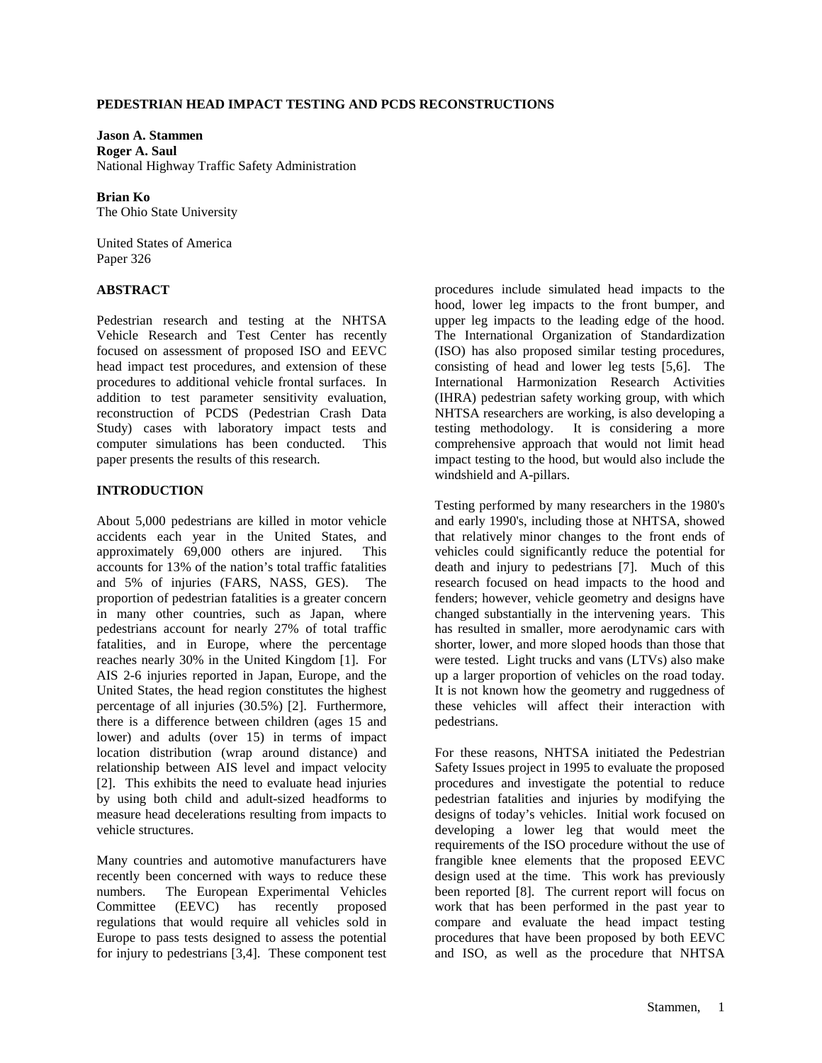**PEDESTRIAN HEAD IMPACT TESTING AND PCDS RECONSTRUCTIONS**

**Jason A. Stammen**
**Roger A. Saul**
National Highway Traffic Safety Administration

**Brian Ko**
The Ohio State University

United States of America
Paper 326

## ABSTRACT

Pedestrian research and testing at the NHTSA Vehicle Research and Test Center has recently focused on assessment of proposed ISO and EEVC head impact test procedures, and extension of these procedures to additional vehicle frontal surfaces. In addition to test parameter sensitivity evaluation, reconstruction of PCDS (Pedestrian Crash Data Study) cases with laboratory impact tests and computer simulations has been conducted. This paper presents the results of this research.

## INTRODUCTION

About 5,000 pedestrians are killed in motor vehicle accidents each year in the United States, and approximately 69,000 others are injured. This accounts for 13% of the nation's total traffic fatalities and 5% of injuries (FARS, NASS, GES). The proportion of pedestrian fatalities is a greater concern in many other countries, such as Japan, where pedestrians account for nearly 27% of total traffic fatalities, and in Europe, where the percentage reaches nearly 30% in the United Kingdom [1]. For AIS 2-6 injuries reported in Japan, Europe, and the United States, the head region constitutes the highest percentage of all injuries (30.5%) [2]. Furthermore, there is a difference between children (ages 15 and lower) and adults (over 15) in terms of impact location distribution (wrap around distance) and relationship between AIS level and impact velocity [2]. This exhibits the need to evaluate head injuries by using both child and adult-sized headforms to measure head decelerations resulting from impacts to vehicle structures.

Many countries and automotive manufacturers have recently been concerned with ways to reduce these numbers. The European Experimental Vehicles Committee (EEVC) has recently proposed regulations that would require all vehicles sold in Europe to pass tests designed to assess the potential for injury to pedestrians [3,4]. These component test procedures include simulated head impacts to the hood, lower leg impacts to the front bumper, and upper leg impacts to the leading edge of the hood. The International Organization of Standardization (ISO) has also proposed similar testing procedures, consisting of head and lower leg tests [5,6]. The International Harmonization Research Activities (IHRA) pedestrian safety working group, with which NHTSA researchers are working, is also developing a testing methodology. It is considering a more comprehensive approach that would not limit head impact testing to the hood, but would also include the windshield and A-pillars.

Testing performed by many researchers in the 1980's and early 1990's, including those at NHTSA, showed that relatively minor changes to the front ends of vehicles could significantly reduce the potential for death and injury to pedestrians [7]. Much of this research focused on head impacts to the hood and fenders; however, vehicle geometry and designs have changed substantially in the intervening years. This has resulted in smaller, more aerodynamic cars with shorter, lower, and more sloped hoods than those that were tested. Light trucks and vans (LTVs) also make up a larger proportion of vehicles on the road today. It is not known how the geometry and ruggedness of these vehicles will affect their interaction with pedestrians.

For these reasons, NHTSA initiated the Pedestrian Safety Issues project in 1995 to evaluate the proposed procedures and investigate the potential to reduce pedestrian fatalities and injuries by modifying the designs of today's vehicles. Initial work focused on developing a lower leg that would meet the requirements of the ISO procedure without the use of frangible knee elements that the proposed EEVC design used at the time. This work has previously been reported [8]. The current report will focus on work that has been performed in the past year to compare and evaluate the head impact testing procedures that have been proposed by both EEVC and ISO, as well as the procedure that NHTSA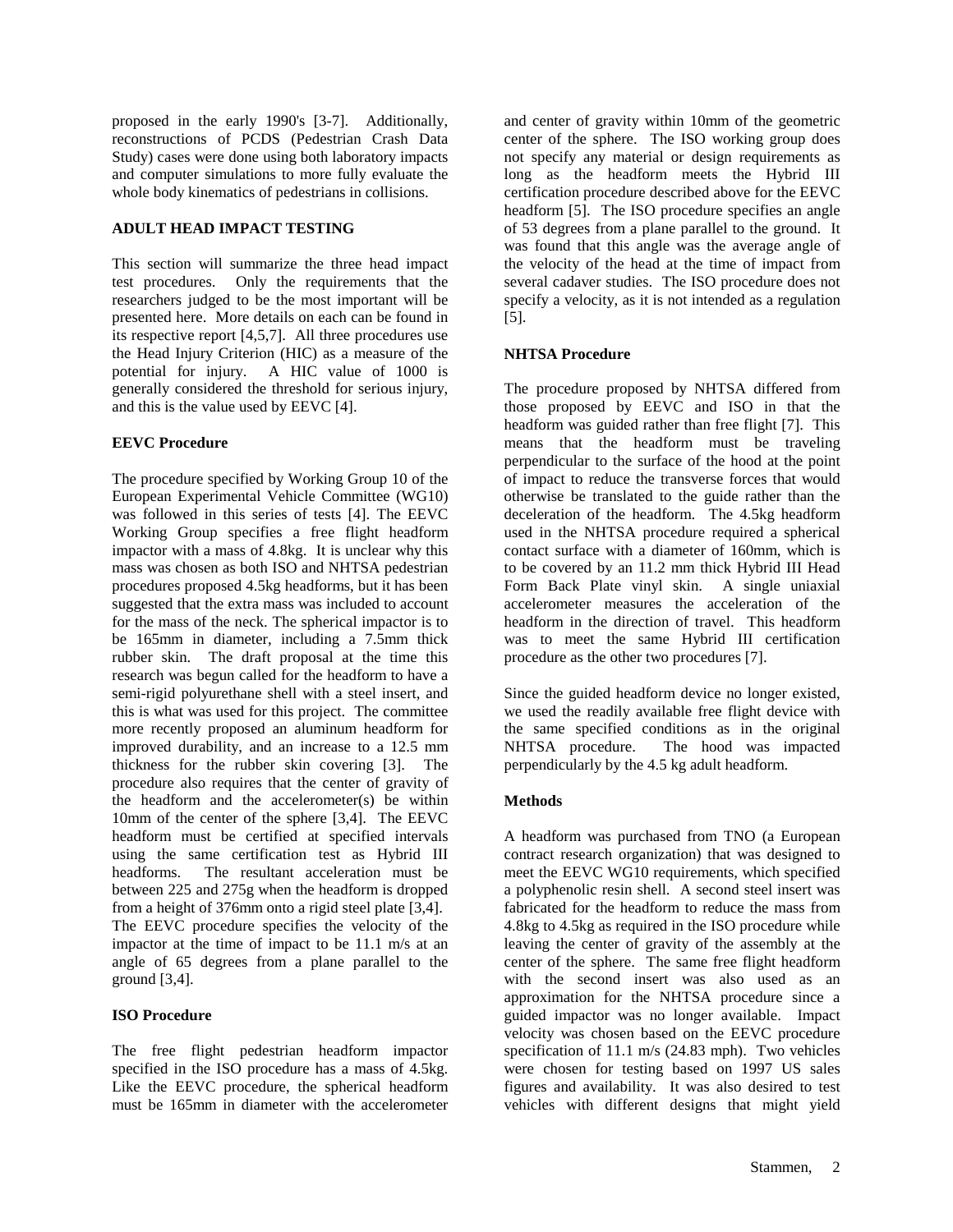proposed in the early 1990's [3-7]. Additionally, reconstructions of PCDS (Pedestrian Crash Data Study) cases were done using both laboratory impacts and computer simulations to more fully evaluate the whole body kinematics of pedestrians in collisions.

## ADULT HEAD IMPACT TESTING

This section will summarize the three head impact test procedures. Only the requirements that the researchers judged to be the most important will be presented here. More details on each can be found in its respective report [4,5,7]. All three procedures use the Head Injury Criterion (HIC) as a measure of the potential for injury. A HIC value of 1000 is generally considered the threshold for serious injury, and this is the value used by EEVC [4].

### EEVC Procedure

The procedure specified by Working Group 10 of the European Experimental Vehicle Committee (WG10) was followed in this series of tests [4]. The EEVC Working Group specifies a free flight headform impactor with a mass of 4.8kg. It is unclear why this mass was chosen as both ISO and NHTSA pedestrian procedures proposed 4.5kg headforms, but it has been suggested that the extra mass was included to account for the mass of the neck. The spherical impactor is to be 165mm in diameter, including a 7.5mm thick rubber skin. The draft proposal at the time this research was begun called for the headform to have a semi-rigid polyurethane shell with a steel insert, and this is what was used for this project. The committee more recently proposed an aluminum headform for improved durability, and an increase to a 12.5 mm thickness for the rubber skin covering [3]. The procedure also requires that the center of gravity of the headform and the accelerometer(s) be within 10mm of the center of the sphere [3,4]. The EEVC headform must be certified at specified intervals using the same certification test as Hybrid III headforms. The resultant acceleration must be between 225 and 275g when the headform is dropped from a height of 376mm onto a rigid steel plate [3,4]. The EEVC procedure specifies the velocity of the impactor at the time of impact to be 11.1 m/s at an angle of 65 degrees from a plane parallel to the ground [3,4].

### ISO Procedure

The free flight pedestrian headform impactor specified in the ISO procedure has a mass of 4.5kg. Like the EEVC procedure, the spherical headform must be 165mm in diameter with the accelerometer and center of gravity within 10mm of the geometric center of the sphere. The ISO working group does not specify any material or design requirements as long as the headform meets the Hybrid III certification procedure described above for the EEVC headform [5]. The ISO procedure specifies an angle of 53 degrees from a plane parallel to the ground. It was found that this angle was the average angle of the velocity of the head at the time of impact from several cadaver studies. The ISO procedure does not specify a velocity, as it is not intended as a regulation [5].

### NHTSA Procedure

The procedure proposed by NHTSA differed from those proposed by EEVC and ISO in that the headform was guided rather than free flight [7]. This means that the headform must be traveling perpendicular to the surface of the hood at the point of impact to reduce the transverse forces that would otherwise be translated to the guide rather than the deceleration of the headform. The 4.5kg headform used in the NHTSA procedure required a spherical contact surface with a diameter of 160mm, which is to be covered by an 11.2 mm thick Hybrid III Head Form Back Plate vinyl skin. A single uniaxial accelerometer measures the acceleration of the headform in the direction of travel. This headform was to meet the same Hybrid III certification procedure as the other two procedures [7].

Since the guided headform device no longer existed, we used the readily available free flight device with the same specified conditions as in the original NHTSA procedure. The hood was impacted perpendicularly by the 4.5 kg adult headform.

### Methods

A headform was purchased from TNO (a European contract research organization) that was designed to meet the EEVC WG10 requirements, which specified a polyphenolic resin shell. A second steel insert was fabricated for the headform to reduce the mass from 4.8kg to 4.5kg as required in the ISO procedure while leaving the center of gravity of the assembly at the center of the sphere. The same free flight headform with the second insert was also used as an approximation for the NHTSA procedure since a guided impactor was no longer available. Impact velocity was chosen based on the EEVC procedure specification of 11.1 m/s (24.83 mph). Two vehicles were chosen for testing based on 1997 US sales figures and availability. It was also desired to test vehicles with different designs that might yield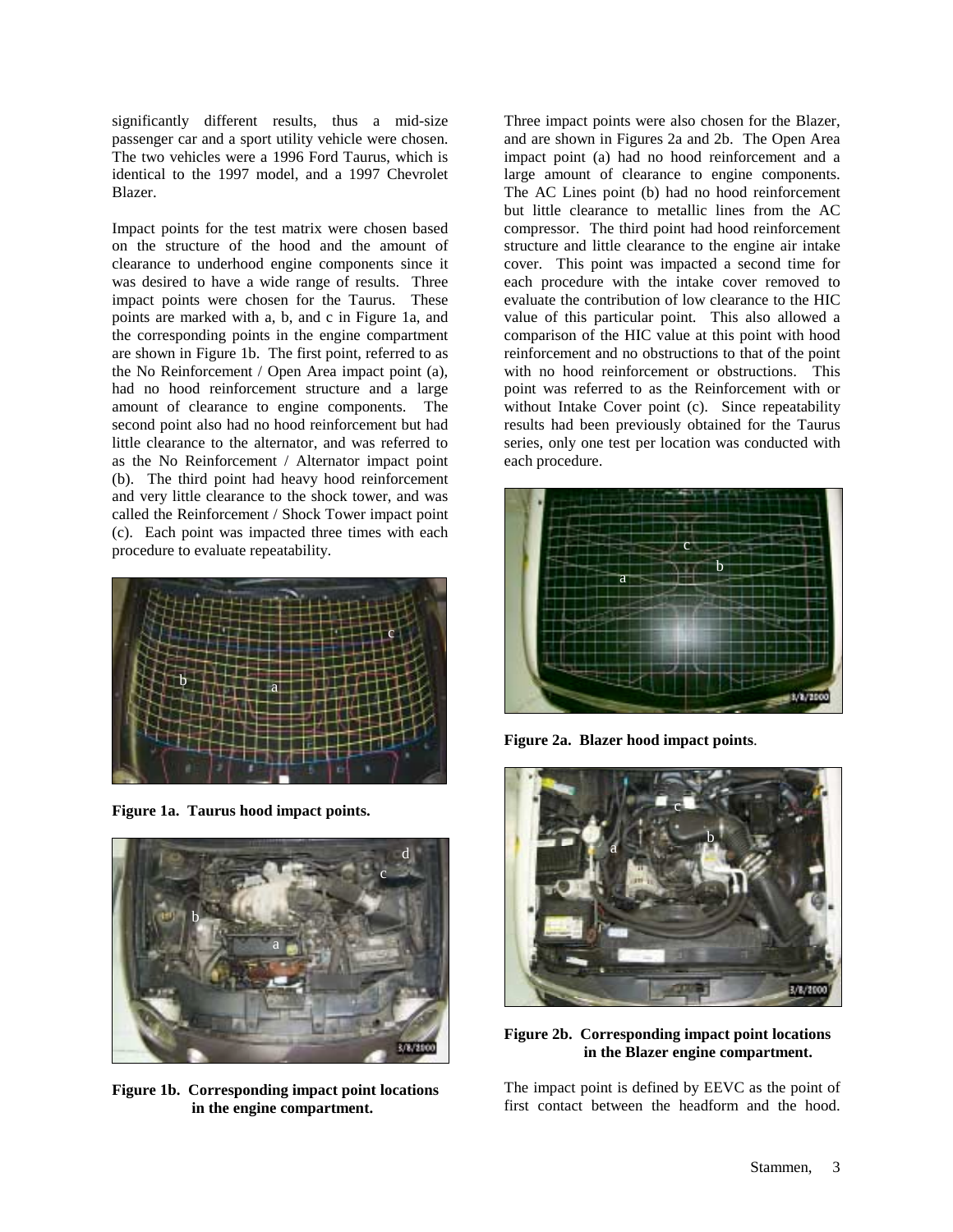significantly different results, thus a mid-size passenger car and a sport utility vehicle were chosen. The two vehicles were a 1996 Ford Taurus, which is identical to the 1997 model, and a 1997 Chevrolet Blazer.

Impact points for the test matrix were chosen based on the structure of the hood and the amount of clearance to underhood engine components since it was desired to have a wide range of results. Three impact points were chosen for the Taurus. These points are marked with a, b, and c in Figure 1a, and the corresponding points in the engine compartment are shown in Figure 1b. The first point, referred to as the No Reinforcement / Open Area impact point (a), had no hood reinforcement structure and a large amount of clearance to engine components. The second point also had no hood reinforcement but had little clearance to the alternator, and was referred to as the No Reinforcement / Alternator impact point (b). The third point had heavy hood reinforcement and very little clearance to the shock tower, and was called the Reinforcement / Shock Tower impact point (c). Each point was impacted three times with each procedure to evaluate repeatability.

**Figure 1a. Taurus hood impact points.**

**Figure 1b. Corresponding impact point locations in the engine compartment.**

Three impact points were also chosen for the Blazer, and are shown in Figures 2a and 2b. The Open Area impact point (a) had no hood reinforcement and a large amount of clearance to engine components. The AC Lines point (b) had no hood reinforcement but little clearance to metallic lines from the AC compressor. The third point had hood reinforcement structure and little clearance to the engine air intake cover. This point was impacted a second time for each procedure with the intake cover removed to evaluate the contribution of low clearance to the HIC value of this particular point. This also allowed a comparison of the HIC value at this point with hood reinforcement and no obstructions to that of the point with no hood reinforcement or obstructions. This point was referred to as the Reinforcement with or without Intake Cover point (c). Since repeatability results had been previously obtained for the Taurus series, only one test per location was conducted with each procedure.

**Figure 2a. Blazer hood impact points**.

**Figure 2b. Corresponding impact point locations in the Blazer engine compartment.**

The impact point is defined by EEVC as the point of first contact between the headform and the hood.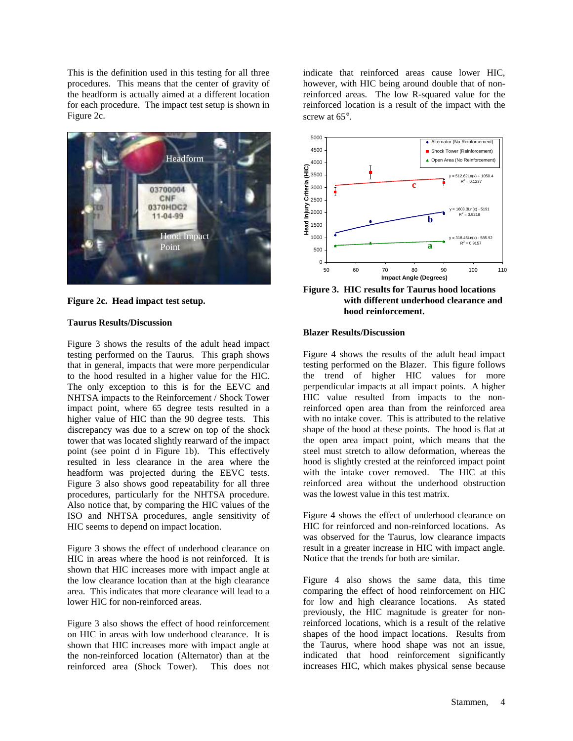This is the definition used in this testing for all three procedures. This means that the center of gravity of the headform is actually aimed at a different location for each procedure. The impact test setup is shown in Figure 2c.

**Figure 2c. Head impact test setup.**

**Taurus Results/Discussion**

Figure 3 shows the results of the adult head impact testing performed on the Taurus. This graph shows that in general, impacts that were more perpendicular to the hood resulted in a higher value for the HIC. The only exception to this is for the EEVC and NHTSA impacts to the Reinforcement / Shock Tower impact point, where 65 degree tests resulted in a higher value of HIC than the 90 degree tests. This discrepancy was due to a screw on top of the shock tower that was located slightly rearward of the impact point (see point d in Figure 1b). This effectively resulted in less clearance in the area where the headform was projected during the EEVC tests. Figure 3 also shows good repeatability for all three procedures, particularly for the NHTSA procedure. Also notice that, by comparing the HIC values of the ISO and NHTSA procedures, angle sensitivity of HIC seems to depend on impact location.

Figure 3 shows the effect of underhood clearance on HIC in areas where the hood is not reinforced. It is shown that HIC increases more with impact angle at the low clearance location than at the high clearance area. This indicates that more clearance will lead to a lower HIC for non-reinforced areas.

Figure 3 also shows the effect of hood reinforcement on HIC in areas with low underhood clearance. It is shown that HIC increases more with impact angle at the non-reinforced location (Alternator) than at the reinforced area (Shock Tower). This does not indicate that reinforced areas cause lower HIC, however, with HIC being around double that of non-reinforced areas. The low R-squared value for the reinforced location is a result of the impact with the screw at 65°.

**Figure 3. HIC results for Taurus hood locations with different underhood clearance and hood reinforcement.**

**Blazer Results/Discussion**

Figure 4 shows the results of the adult head impact testing performed on the Blazer. This figure follows the trend of higher HIC values for more perpendicular impacts at all impact points. A higher HIC value resulted from impacts to the non-reinforced open area than from the reinforced area with no intake cover. This is attributed to the relative shape of the hood at these points. The hood is flat at the open area impact point, which means that the steel must stretch to allow deformation, whereas the hood is slightly crested at the reinforced impact point with the intake cover removed. The HIC at this reinforced area without the underhood obstruction was the lowest value in this test matrix.

Figure 4 shows the effect of underhood clearance on HIC for reinforced and non-reinforced locations. As was observed for the Taurus, low clearance impacts result in a greater increase in HIC with impact angle. Notice that the trends for both are similar.

Figure 4 also shows the same data, this time comparing the effect of hood reinforcement on HIC for low and high clearance locations. As stated previously, the HIC magnitude is greater for non-reinforced locations, which is a result of the relative shapes of the hood impact locations. Results from the Taurus, where hood shape was not an issue, indicated that hood reinforcement significantly increases HIC, which makes physical sense because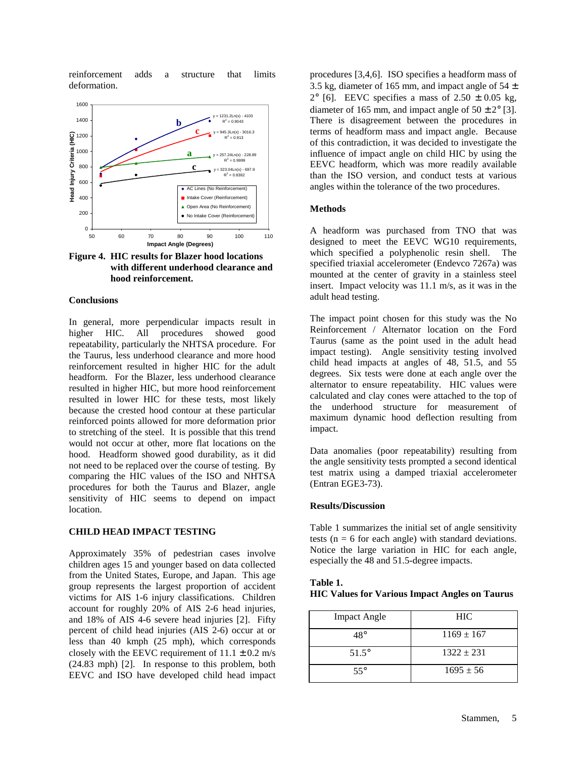reinforcement adds a structure that limits deformation.

**Figure 4. HIC results for Blazer hood locations with different underhood clearance and hood reinforcement.**

### Conclusions

In general, more perpendicular impacts result in higher HIC. All procedures showed good repeatability, particularly the NHTSA procedure. For the Taurus, less underhood clearance and more hood reinforcement resulted in higher HIC for the adult headform. For the Blazer, less underhood clearance resulted in higher HIC, but more hood reinforcement resulted in lower HIC for these tests, most likely because the crested hood contour at these particular reinforced points allowed for more deformation prior to stretching of the steel. It is possible that this trend would not occur at other, more flat locations on the hood. Headform showed good durability, as it did not need to be replaced over the course of testing. By comparing the HIC values of the ISO and NHTSA procedures for both the Taurus and Blazer, angle sensitivity of HIC seems to depend on impact location.

## CHILD HEAD IMPACT TESTING

Approximately 35% of pedestrian cases involve children ages 15 and younger based on data collected from the United States, Europe, and Japan. This age group represents the largest proportion of accident victims for AIS 1-6 injury classifications. Children account for roughly 20% of AIS 2-6 head injuries, and 18% of AIS 4-6 severe head injuries [2]. Fifty percent of child head injuries (AIS 2-6) occur at or less than 40 kmph (25 mph), which corresponds closely with the EEVC requirement of 11.1 ± 0.2 m/s (24.83 mph) [2]. In response to this problem, both EEVC and ISO have developed child head impact procedures [3,4,6]. ISO specifies a headform mass of 3.5 kg, diameter of 165 mm, and impact angle of 54 ± 2° [6]. EEVC specifies a mass of 2.50 ± 0.05 kg, diameter of 165 mm, and impact angle of 50 ± 2° [3]. There is disagreement between the procedures in terms of headform mass and impact angle. Because of this contradiction, it was decided to investigate the influence of impact angle on child HIC by using the EEVC headform, which was more readily available than the ISO version, and conduct tests at various angles within the tolerance of the two procedures.

### Methods

A headform was purchased from TNO that was designed to meet the EEVC WG10 requirements, which specified a polyphenolic resin shell. The specified triaxial accelerometer (Endevco 7267a) was mounted at the center of gravity in a stainless steel insert. Impact velocity was 11.1 m/s, as it was in the adult head testing.

The impact point chosen for this study was the No Reinforcement / Alternator location on the Ford Taurus (same as the point used in the adult head impact testing). Angle sensitivity testing involved child head impacts at angles of 48, 51.5, and 55 degrees. Six tests were done at each angle over the alternator to ensure repeatability. HIC values were calculated and clay cones were attached to the top of the underhood structure for measurement of maximum dynamic hood deflection resulting from impact.

Data anomalies (poor repeatability) resulting from the angle sensitivity tests prompted a second identical test matrix using a damped triaxial accelerometer (Entran EGE3-73).

### Results/Discussion

Table 1 summarizes the initial set of angle sensitivity tests (n = 6 for each angle) with standard deviations. Notice the large variation in HIC for each angle, especially the 48 and 51.5-degree impacts.

**Table 1.**
**HIC Values for Various Impact Angles on Taurus**

| Impact Angle | HIC |
|---|---|
| 48° | 1169 ± 167 |
| 51.5° | 1322 ± 231 |
| 55° | 1695 ± 56 |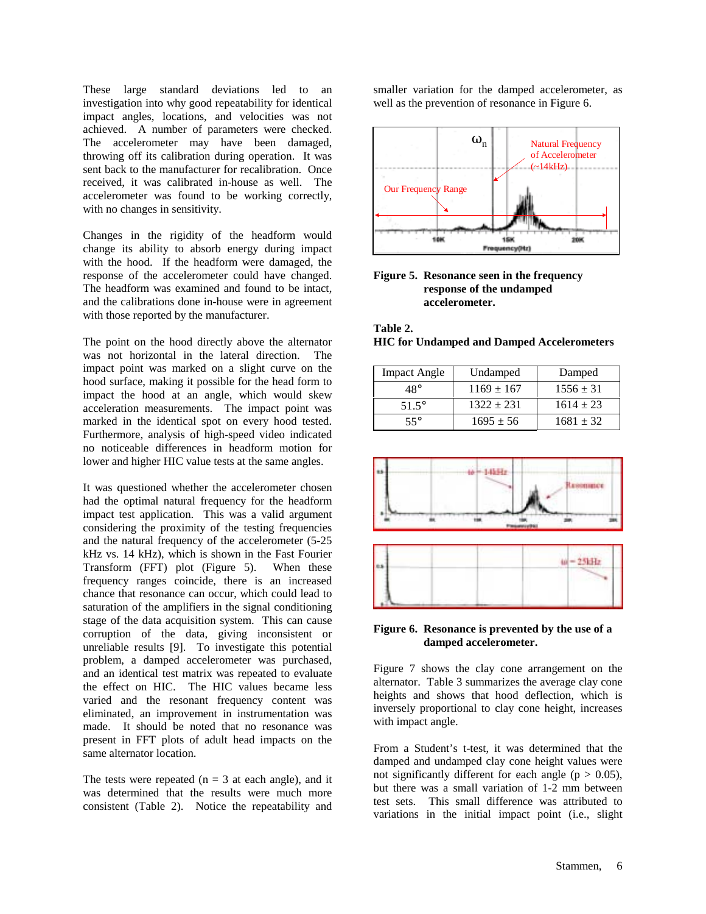These large standard deviations led to an investigation into why good repeatability for identical impact angles, locations, and velocities was not achieved. A number of parameters were checked. The accelerometer may have been damaged, throwing off its calibration during operation. It was sent back to the manufacturer for recalibration. Once received, it was calibrated in-house as well. The accelerometer was found to be working correctly, with no changes in sensitivity.

Changes in the rigidity of the headform would change its ability to absorb energy during impact with the hood. If the headform were damaged, the response of the accelerometer could have changed. The headform was examined and found to be intact, and the calibrations done in-house were in agreement with those reported by the manufacturer.

The point on the hood directly above the alternator was not horizontal in the lateral direction. The impact point was marked on a slight curve on the hood surface, making it possible for the head form to impact the hood at an angle, which would skew acceleration measurements. The impact point was marked in the identical spot on every hood tested. Furthermore, analysis of high-speed video indicated no noticeable differences in headform motion for lower and higher HIC value tests at the same angles.

It was questioned whether the accelerometer chosen had the optimal natural frequency for the headform impact test application. This was a valid argument considering the proximity of the testing frequencies and the natural frequency of the accelerometer (5-25 kHz vs. 14 kHz), which is shown in the Fast Fourier Transform (FFT) plot (Figure 5). When these frequency ranges coincide, there is an increased chance that resonance can occur, which could lead to saturation of the amplifiers in the signal conditioning stage of the data acquisition system. This can cause corruption of the data, giving inconsistent or unreliable results [9]. To investigate this potential problem, a damped accelerometer was purchased, and an identical test matrix was repeated to evaluate the effect on HIC. The HIC values became less varied and the resonant frequency content was eliminated, an improvement in instrumentation was made. It should be noted that no resonance was present in FFT plots of adult head impacts on the same alternator location.

The tests were repeated (n = 3 at each angle), and it was determined that the results were much more consistent (Table 2). Notice the repeatability and smaller variation for the damped accelerometer, as well as the prevention of resonance in Figure 6.

**Figure 5. Resonance seen in the frequency response of the undamped accelerometer.**

**Table 2.**
**HIC for Undamped and Damped Accelerometers**

| Impact Angle | Undamped | Damped |
|---|---|---|
| 48° | 1169 ± 167 | 1556 ± 31 |
| 51.5° | 1322 ± 231 | 1614 ± 23 |
| 55° | 1695 ± 56 | 1681 ± 32 |

**Figure 6. Resonance is prevented by the use of a damped accelerometer.**

Figure 7 shows the clay cone arrangement on the alternator. Table 3 summarizes the average clay cone heights and shows that hood deflection, which is inversely proportional to clay cone height, increases with impact angle.

From a Student's t-test, it was determined that the damped and undamped clay cone height values were not significantly different for each angle ($p > 0.05$), but there was a small variation of 1-2 mm between test sets. This small difference was attributed to variations in the initial impact point (i.e., slight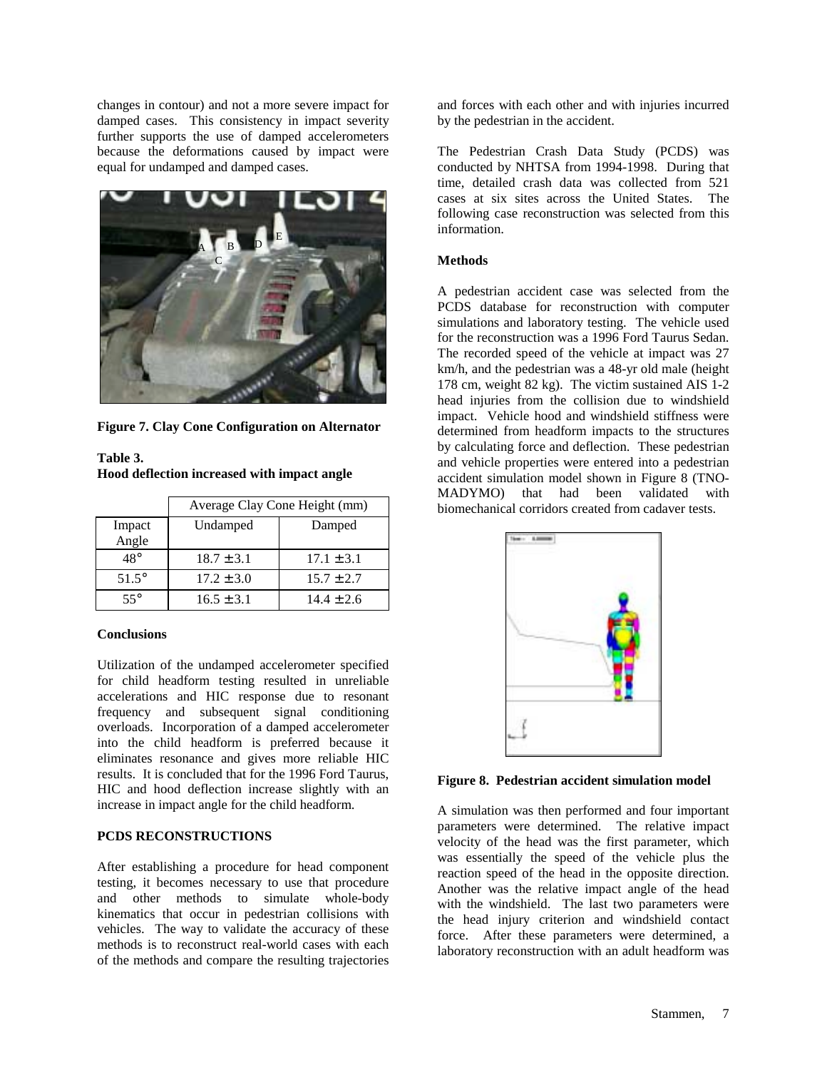changes in contour) and not a more severe impact for damped cases. This consistency in impact severity further supports the use of damped accelerometers because the deformations caused by impact were equal for undamped and damped cases.

**Figure 7. Clay Cone Configuration on Alternator**

**Table 3.**
**Hood deflection increased with impact angle**

| | Average Clay Cone Height (mm) | |
|---|---|---|
| Impact Angle | Undamped | Damped |
| 48° | 18.7 ± 3.1 | 17.1 ± 3.1 |
| 51.5° | 17.2 ± 3.0 | 15.7 ± 2.7 |
| 55° | 16.5 ± 3.1 | 14.4 ± 2.6 |

**Conclusions**

Utilization of the undamped accelerometer specified for child headform testing resulted in unreliable accelerations and HIC response due to resonant frequency and subsequent signal conditioning overloads. Incorporation of a damped accelerometer into the child headform is preferred because it eliminates resonance and gives more reliable HIC results. It is concluded that for the 1996 Ford Taurus, HIC and hood deflection increase slightly with an increase in impact angle for the child headform.

**PCDS RECONSTRUCTIONS**

After establishing a procedure for head component testing, it becomes necessary to use that procedure and other methods to simulate whole-body kinematics that occur in pedestrian collisions with vehicles. The way to validate the accuracy of these methods is to reconstruct real-world cases with each of the methods and compare the resulting trajectories and forces with each other and with injuries incurred by the pedestrian in the accident.

The Pedestrian Crash Data Study (PCDS) was conducted by NHTSA from 1994-1998. During that time, detailed crash data was collected from 521 cases at six sites across the United States. The following case reconstruction was selected from this information.

**Methods**

A pedestrian accident case was selected from the PCDS database for reconstruction with computer simulations and laboratory testing. The vehicle used for the reconstruction was a 1996 Ford Taurus Sedan. The recorded speed of the vehicle at impact was 27 km/h, and the pedestrian was a 48-yr old male (height 178 cm, weight 82 kg). The victim sustained AIS 1-2 head injuries from the collision due to windshield impact. Vehicle hood and windshield stiffness were determined from headform impacts to the structures by calculating force and deflection. These pedestrian and vehicle properties were entered into a pedestrian accident simulation model shown in Figure 8 (TNO-MADYMO) that had been validated with biomechanical corridors created from cadaver tests.

**Figure 8. Pedestrian accident simulation model**

A simulation was then performed and four important parameters were determined. The relative impact velocity of the head was the first parameter, which was essentially the speed of the vehicle plus the reaction speed of the head in the opposite direction. Another was the relative impact angle of the head with the windshield. The last two parameters were the head injury criterion and windshield contact force. After these parameters were determined, a laboratory reconstruction with an adult headform was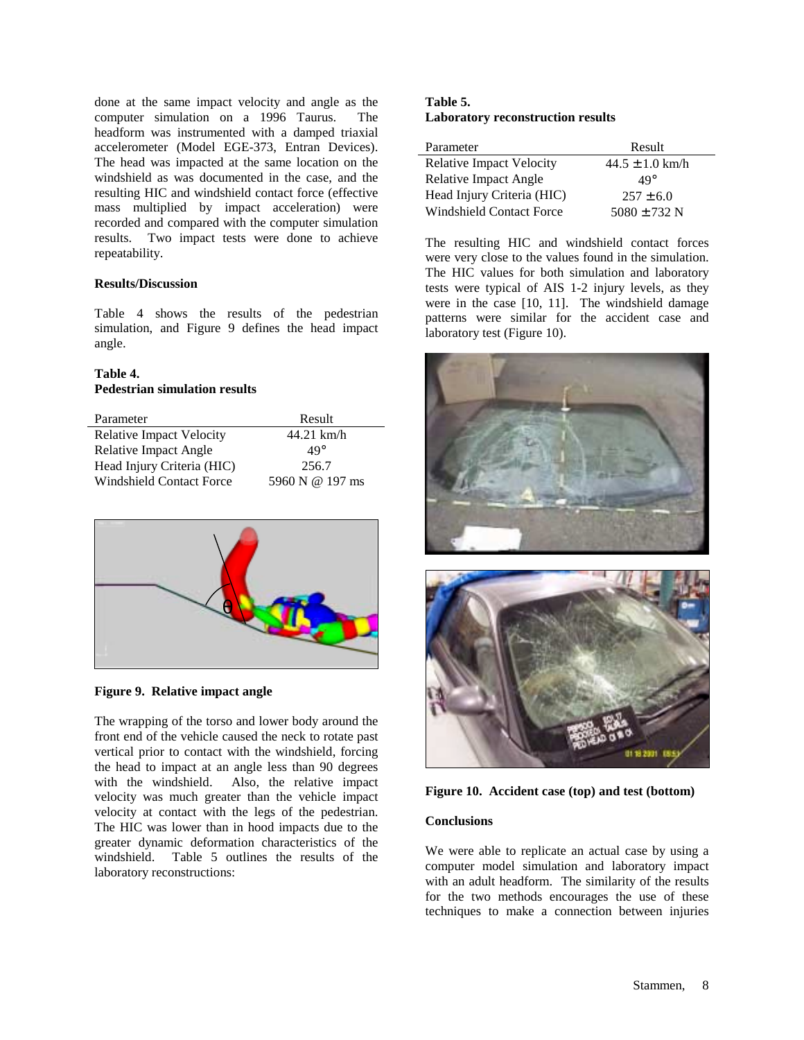done at the same impact velocity and angle as the computer simulation on a 1996 Taurus. The headform was instrumented with a damped triaxial accelerometer (Model EGE-373, Entran Devices). The head was impacted at the same location on the windshield as was documented in the case, and the resulting HIC and windshield contact force (effective mass multiplied by impact acceleration) were recorded and compared with the computer simulation results. Two impact tests were done to achieve repeatability.

### Results/Discussion

Table 4 shows the results of the pedestrian simulation, and Figure 9 defines the head impact angle.

**Table 4.**
**Pedestrian simulation results**

| Parameter | Result |
|---|---|
| Relative Impact Velocity | 44.21 km/h |
| Relative Impact Angle | 49° |
| Head Injury Criteria (HIC) | 256.7 |
| Windshield Contact Force | 5960 N @ 197 ms |

**Figure 9. Relative impact angle**

The wrapping of the torso and lower body around the front end of the vehicle caused the neck to rotate past vertical prior to contact with the windshield, forcing the head to impact at an angle less than 90 degrees with the windshield. Also, the relative impact velocity was much greater than the vehicle impact velocity at contact with the legs of the pedestrian. The HIC was lower than in hood impacts due to the greater dynamic deformation characteristics of the windshield. Table 5 outlines the results of the laboratory reconstructions:

**Table 5.**
**Laboratory reconstruction results**

| Parameter | Result |
|---|---|
| Relative Impact Velocity | 44.5 ± 1.0 km/h |
| Relative Impact Angle | 49° |
| Head Injury Criteria (HIC) | 257 ± 6.0 |
| Windshield Contact Force | 5080 ± 732 N |

The resulting HIC and windshield contact forces were very close to the values found in the simulation. The HIC values for both simulation and laboratory tests were typical of AIS 1-2 injury levels, as they were in the case [10, 11]. The windshield damage patterns were similar for the accident case and laboratory test (Figure 10).

**Figure 10. Accident case (top) and test (bottom)**

### Conclusions

We were able to replicate an actual case by using a computer model simulation and laboratory impact with an adult headform. The similarity of the results for the two methods encourages the use of these techniques to make a connection between injuries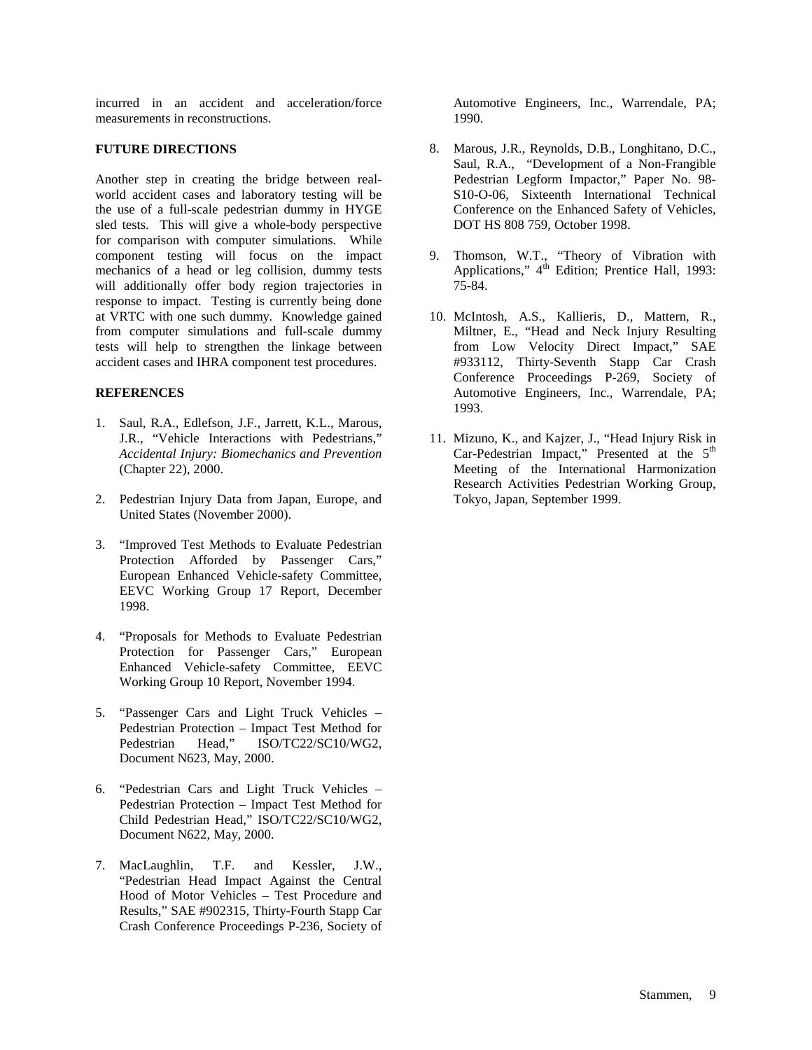incurred in an accident and acceleration/force measurements in reconstructions.

## FUTURE DIRECTIONS

Another step in creating the bridge between real-world accident cases and laboratory testing will be the use of a full-scale pedestrian dummy in HYGE sled tests. This will give a whole-body perspective for comparison with computer simulations. While component testing will focus on the impact mechanics of a head or leg collision, dummy tests will additionally offer body region trajectories in response to impact. Testing is currently being done at VRTC with one such dummy. Knowledge gained from computer simulations and full-scale dummy tests will help to strengthen the linkage between accident cases and IHRA component test procedures.

## REFERENCES

1. Saul, R.A., Edlefson, J.F., Jarrett, K.L., Marous, J.R., "Vehicle Interactions with Pedestrians," *Accidental Injury: Biomechanics and Prevention* (Chapter 22), 2000.

2. Pedestrian Injury Data from Japan, Europe, and United States (November 2000).

3. "Improved Test Methods to Evaluate Pedestrian Protection Afforded by Passenger Cars," European Enhanced Vehicle-safety Committee, EEVC Working Group 17 Report, December 1998.

4. "Proposals for Methods to Evaluate Pedestrian Protection for Passenger Cars," European Enhanced Vehicle-safety Committee, EEVC Working Group 10 Report, November 1994.

5. "Passenger Cars and Light Truck Vehicles – Pedestrian Protection – Impact Test Method for Pedestrian Head," ISO/TC22/SC10/WG2, Document N623, May, 2000.

6. "Pedestrian Cars and Light Truck Vehicles – Pedestrian Protection – Impact Test Method for Child Pedestrian Head," ISO/TC22/SC10/WG2, Document N622, May, 2000.

7. MacLaughlin, T.F. and Kessler, J.W., "Pedestrian Head Impact Against the Central Hood of Motor Vehicles – Test Procedure and Results," SAE #902315, Thirty-Fourth Stapp Car Crash Conference Proceedings P-236, Society of Automotive Engineers, Inc., Warrendale, PA; 1990.

8. Marous, J.R., Reynolds, D.B., Longhitano, D.C., Saul, R.A., "Development of a Non-Frangible Pedestrian Legform Impactor," Paper No. 98-S10-O-06, Sixteenth International Technical Conference on the Enhanced Safety of Vehicles, DOT HS 808 759, October 1998.

9. Thomson, W.T., "Theory of Vibration with Applications," 4th Edition; Prentice Hall, 1993: 75-84.

10. McIntosh, A.S., Kallieris, D., Mattern, R., Miltner, E., "Head and Neck Injury Resulting from Low Velocity Direct Impact," SAE #933112, Thirty-Seventh Stapp Car Crash Conference Proceedings P-269, Society of Automotive Engineers, Inc., Warrendale, PA; 1993.

11. Mizuno, K., and Kajzer, J., "Head Injury Risk in Car-Pedestrian Impact," Presented at the 5th Meeting of the International Harmonization Research Activities Pedestrian Working Group, Tokyo, Japan, September 1999.